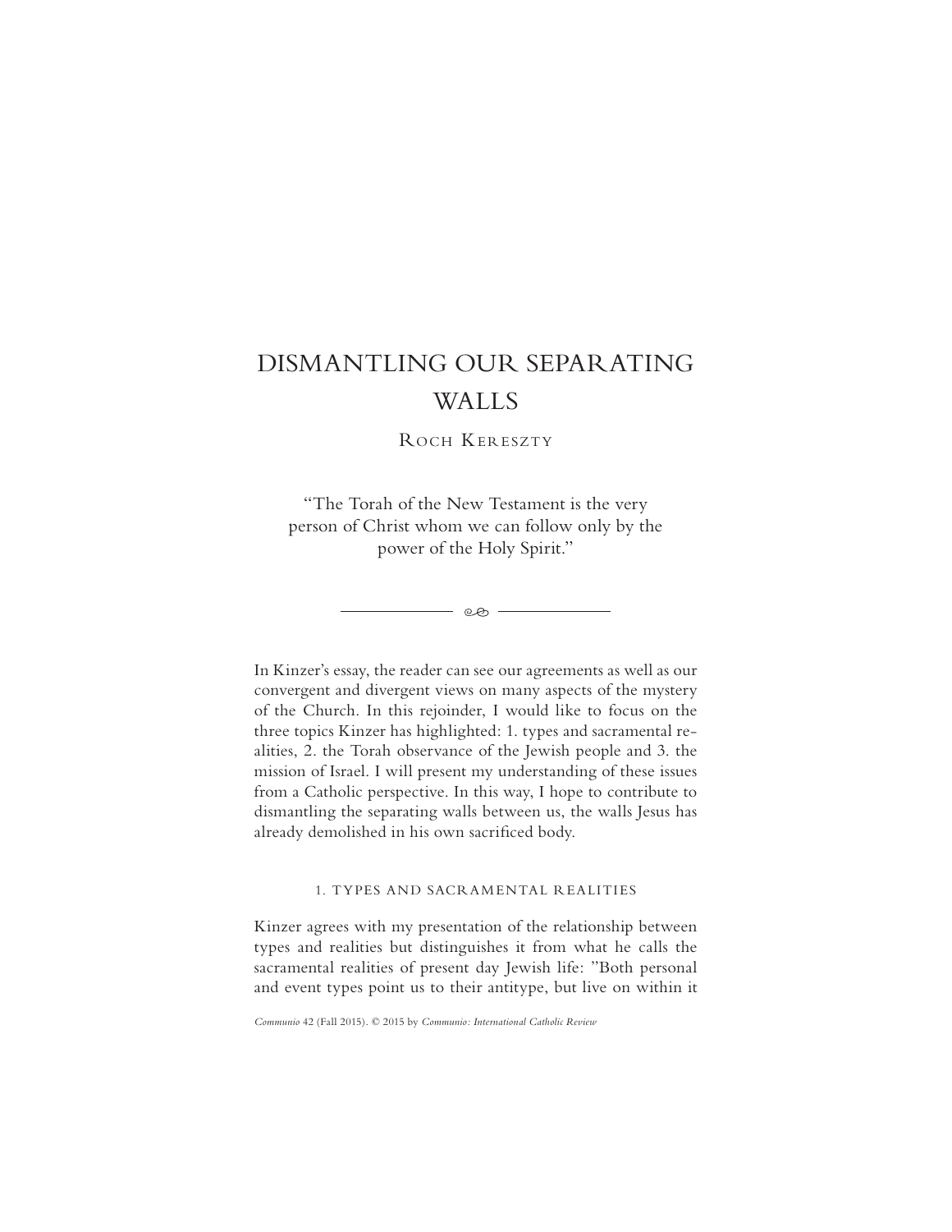# DISMANTLING OUR SEPARATING WALLS

ROCH KERESZTY

"The Torah of the New Testament is the very person of Christ whom we can follow only by the power of the Holy Spirit."

In Kinzer's essay, the reader can see our agreements as well as our convergent and divergent views on many aspects of the mystery of the Church. In this rejoinder, I would like to focus on the three topics Kinzer has highlighted: 1. types and sacramental realities, 2. the Torah observance of the Jewish people and 3. the mission of Israel. I will present my understanding of these issues from a Catholic perspective. In this way, I hope to contribute to dismantling the separating walls between us, the walls Jesus has already demolished in his own sacrificed body.

## 1. TYPES AND SACRAMENTAL REALITIES

Kinzer agrees with my presentation of the relationship between types and realities but distinguishes it from what he calls the sacramental realities of present day Jewish life: "Both personal and event types point us to their antitype, but live on within it

*Communio* 42 (Fall 2015). © 2015 by *Communio: International Catholic Review*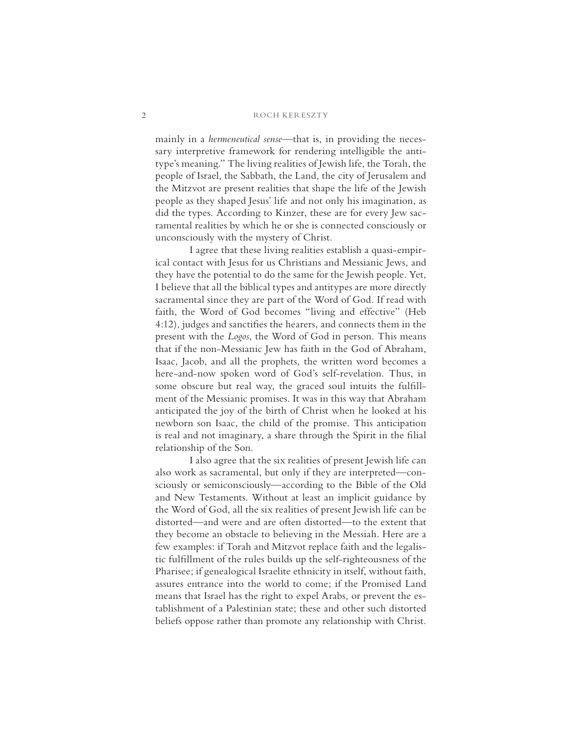mainly in a *hermeneutical sense*—that is, in providing the necessary interpretive framework for rendering intelligible the antitype's meaning." The living realities of Jewish life, the Torah, the people of Israel, the Sabbath, the Land, the city of Jerusalem and the Mitzvot are present realities that shape the life of the Jewish people as they shaped Jesus' life and not only his imagination, as did the types. According to Kinzer, these are for every Jew sacramental realities by which he or she is connected consciously or unconsciously with the mystery of Christ.

I agree that these living realities establish a quasi-empirical contact with Jesus for us Christians and Messianic Jews, and they have the potential to do the same for the Jewish people. Yet, I believe that all the biblical types and antitypes are more directly sacramental since they are part of the Word of God. If read with faith, the Word of God becomes "living and effective" (Heb 4:12), judges and sanctifies the hearers, and connects them in the present with the *Logos*, the Word of God in person. This means that if the non-Messianic Jew has faith in the God of Abraham, Isaac, Jacob, and all the prophets, the written word becomes a here-and-now spoken word of God's self-revelation. Thus, in some obscure but real way, the graced soul intuits the fulfillment of the Messianic promises. It was in this way that Abraham anticipated the joy of the birth of Christ when he looked at his newborn son Isaac, the child of the promise. This anticipation is real and not imaginary, a share through the Spirit in the filial relationship of the Son.

I also agree that the six realities of present Jewish life can also work as sacramental, but only if they are interpreted—consciously or semiconsciously—according to the Bible of the Old and New Testaments. Without at least an implicit guidance by the Word of God, all the six realities of present Jewish life can be distorted—and were and are often distorted—to the extent that they become an obstacle to believing in the Messiah. Here are a few examples: if Torah and Mitzvot replace faith and the legalistic fulfillment of the rules builds up the self-righteousness of the Pharisee; if genealogical Israelite ethnicity in itself, without faith, assures entrance into the world to come; if the Promised Land means that Israel has the right to expel Arabs, or prevent the establishment of a Palestinian state; these and other such distorted beliefs oppose rather than promote any relationship with Christ.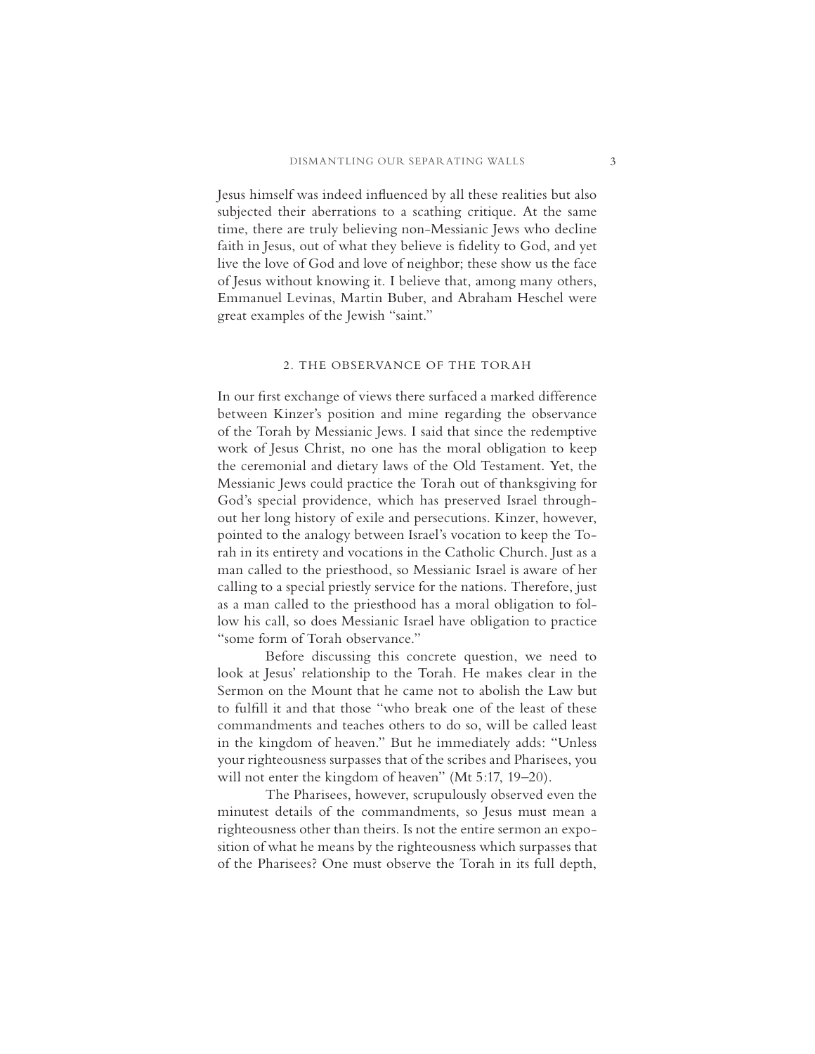Jesus himself was indeed influenced by all these realities but also subjected their aberrations to a scathing critique. At the same time, there are truly believing non-Messianic Jews who decline faith in Jesus, out of what they believe is fidelity to God, and yet live the love of God and love of neighbor; these show us the face of Jesus without knowing it. I believe that, among many others, Emmanuel Levinas, Martin Buber, and Abraham Heschel were great examples of the Jewish "saint."

## 2. THE OBSERVANCE OF THE TORAH

In our first exchange of views there surfaced a marked difference between Kinzer's position and mine regarding the observance of the Torah by Messianic Jews. I said that since the redemptive work of Jesus Christ, no one has the moral obligation to keep the ceremonial and dietary laws of the Old Testament. Yet, the Messianic Jews could practice the Torah out of thanksgiving for God's special providence, which has preserved Israel throughout her long history of exile and persecutions. Kinzer, however, pointed to the analogy between Israel's vocation to keep the Torah in its entirety and vocations in the Catholic Church. Just as a man called to the priesthood, so Messianic Israel is aware of her calling to a special priestly service for the nations. Therefore, just as a man called to the priesthood has a moral obligation to follow his call, so does Messianic Israel have obligation to practice "some form of Torah observance."

Before discussing this concrete question, we need to look at Jesus' relationship to the Torah. He makes clear in the Sermon on the Mount that he came not to abolish the Law but to fulfill it and that those "who break one of the least of these commandments and teaches others to do so, will be called least in the kingdom of heaven." But he immediately adds: "Unless your righteousness surpasses that of the scribes and Pharisees, you will not enter the kingdom of heaven" (Mt 5:17, 19–20).

The Pharisees, however, scrupulously observed even the minutest details of the commandments, so Jesus must mean a righteousness other than theirs. Is not the entire sermon an exposition of what he means by the righteousness which surpasses that of the Pharisees? One must observe the Torah in its full depth,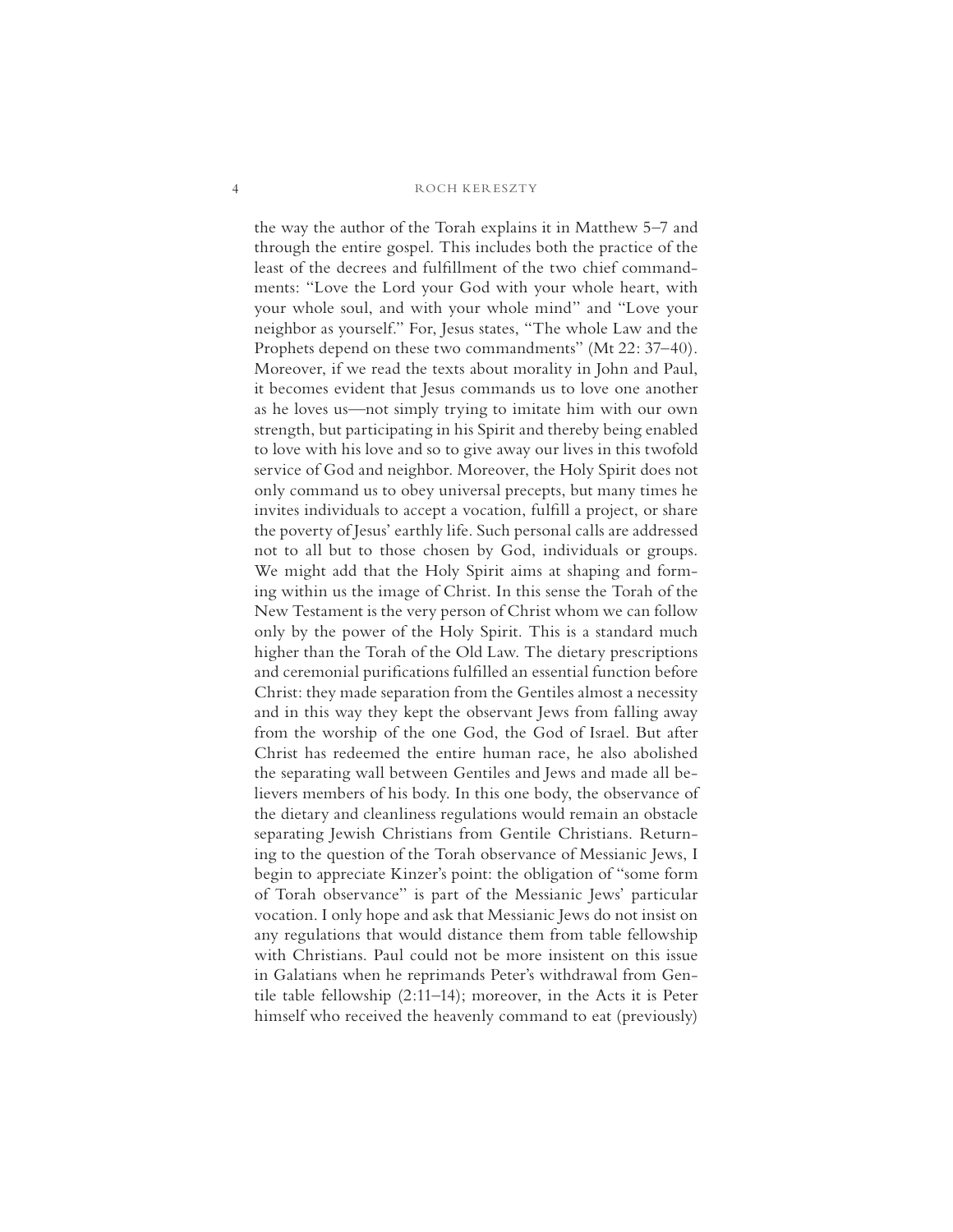the way the author of the Torah explains it in Matthew 5–7 and through the entire gospel. This includes both the practice of the least of the decrees and fulfillment of the two chief commandments: "Love the Lord your God with your whole heart, with your whole soul, and with your whole mind" and "Love your neighbor as yourself." For, Jesus states, "The whole Law and the Prophets depend on these two commandments" (Mt 22: 37–40). Moreover, if we read the texts about morality in John and Paul, it becomes evident that Jesus commands us to love one another as he loves us—not simply trying to imitate him with our own strength, but participating in his Spirit and thereby being enabled to love with his love and so to give away our lives in this twofold service of God and neighbor. Moreover, the Holy Spirit does not only command us to obey universal precepts, but many times he invites individuals to accept a vocation, fulfill a project, or share the poverty of Jesus' earthly life. Such personal calls are addressed not to all but to those chosen by God, individuals or groups. We might add that the Holy Spirit aims at shaping and forming within us the image of Christ. In this sense the Torah of the New Testament is the very person of Christ whom we can follow only by the power of the Holy Spirit. This is a standard much higher than the Torah of the Old Law. The dietary prescriptions and ceremonial purifications fulfilled an essential function before Christ: they made separation from the Gentiles almost a necessity and in this way they kept the observant Jews from falling away from the worship of the one God, the God of Israel. But after Christ has redeemed the entire human race, he also abolished the separating wall between Gentiles and Jews and made all believers members of his body. In this one body, the observance of the dietary and cleanliness regulations would remain an obstacle separating Jewish Christians from Gentile Christians. Returning to the question of the Torah observance of Messianic Jews, I begin to appreciate Kinzer's point: the obligation of "some form of Torah observance" is part of the Messianic Jews' particular vocation. I only hope and ask that Messianic Jews do not insist on any regulations that would distance them from table fellowship with Christians. Paul could not be more insistent on this issue in Galatians when he reprimands Peter's withdrawal from Gentile table fellowship (2:11–14); moreover, in the Acts it is Peter himself who received the heavenly command to eat (previously)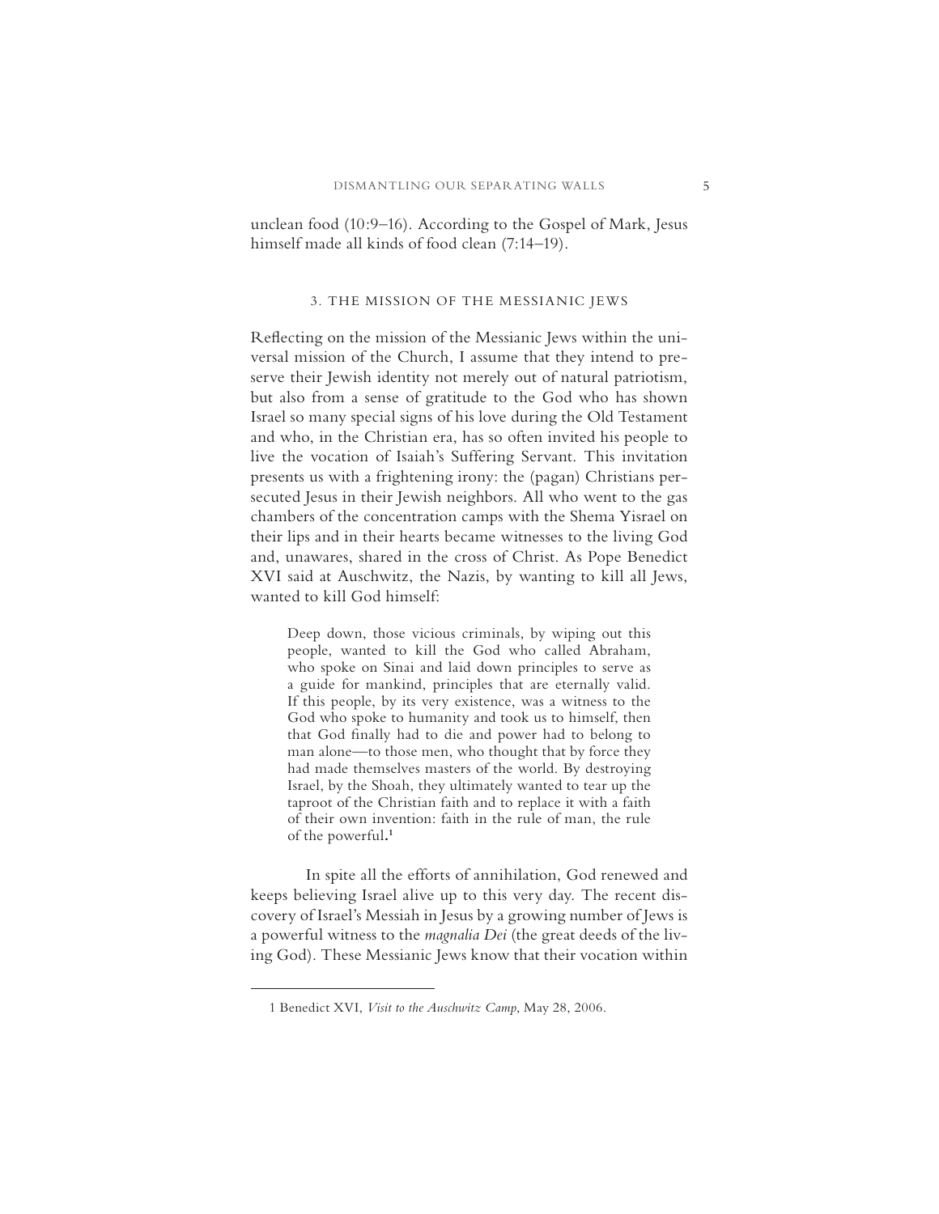unclean food (10:9–16). According to the Gospel of Mark, Jesus himself made all kinds of food clean (7:14–19).

## 3. THE MISSION OF THE MESSIANIC JEWS

Reflecting on the mission of the Messianic Jews within the universal mission of the Church, I assume that they intend to preserve their Jewish identity not merely out of natural patriotism, but also from a sense of gratitude to the God who has shown Israel so many special signs of his love during the Old Testament and who, in the Christian era, has so often invited his people to live the vocation of Isaiah's Suffering Servant. This invitation presents us with a frightening irony: the (pagan) Christians persecuted Jesus in their Jewish neighbors. All who went to the gas chambers of the concentration camps with the Shema Yisrael on their lips and in their hearts became witnesses to the living God and, unawares, shared in the cross of Christ. As Pope Benedict XVI said at Auschwitz, the Nazis, by wanting to kill all Jews, wanted to kill God himself:

> Deep down, those vicious criminals, by wiping out this people, wanted to kill the God who called Abraham, who spoke on Sinai and laid down principles to serve as a guide for mankind, principles that are eternally valid. If this people, by its very existence, was a witness to the God who spoke to humanity and took us to himself, then that God finally had to die and power had to belong to man alone—to those men, who thought that by force they had made themselves masters of the world. By destroying Israel, by the Shoah, they ultimately wanted to tear up the taproot of the Christian faith and to replace it with a faith of their own invention: faith in the rule of man, the rule of the powerful.[1]

In spite all the efforts of annihilation, God renewed and keeps believing Israel alive up to this very day. The recent discovery of Israel's Messiah in Jesus by a growing number of Jews is a powerful witness to the *magnalia Dei* (the great deeds of the living God). These Messianic Jews know that their vocation within

---

1 Benedict XVI, *Visit to the Auschwitz Camp*, May 28, 2006.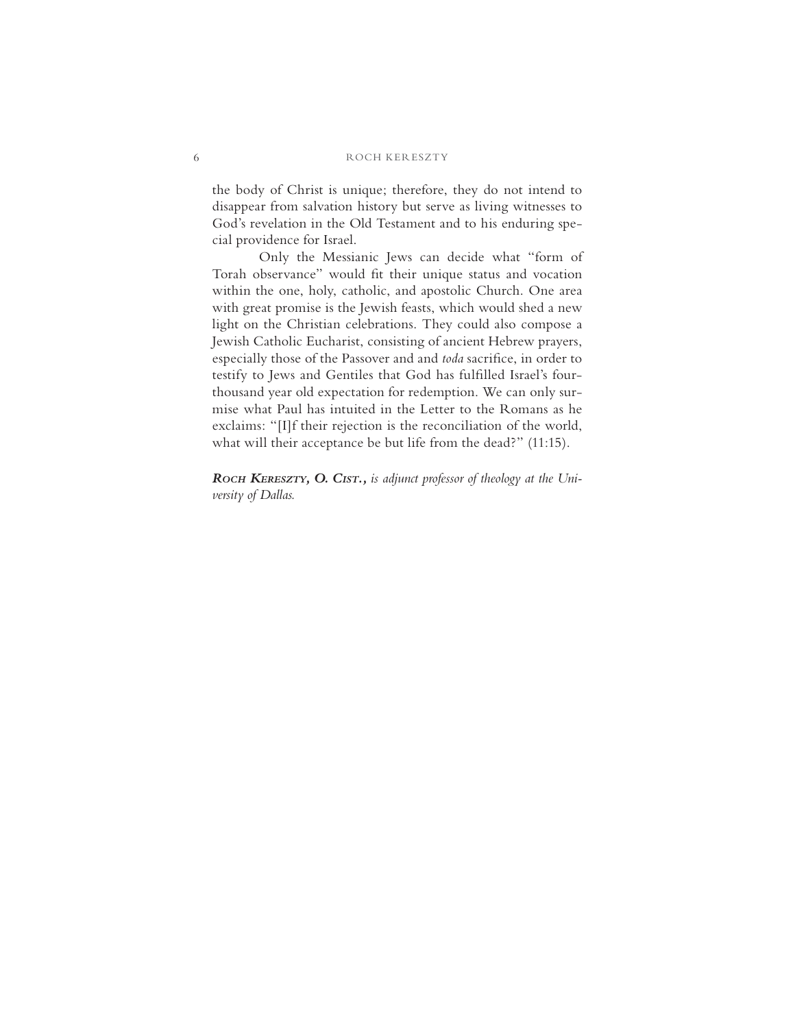the body of Christ is unique; therefore, they do not intend to disappear from salvation history but serve as living witnesses to God's revelation in the Old Testament and to his enduring special providence for Israel.

Only the Messianic Jews can decide what "form of Torah observance" would fit their unique status and vocation within the one, holy, catholic, and apostolic Church. One area with great promise is the Jewish feasts, which would shed a new light on the Christian celebrations. They could also compose a Jewish Catholic Eucharist, consisting of ancient Hebrew prayers, especially those of the Passover and and *toda* sacrifice, in order to testify to Jews and Gentiles that God has fulfilled Israel's four-thousand year old expectation for redemption. We can only surmise what Paul has intuited in the Letter to the Romans as he exclaims: "[I]f their rejection is the reconciliation of the world, what will their acceptance be but life from the dead?" (11:15).

***Roch Kereszty, O. Cist.,*** *is adjunct professor of theology at the University of Dallas.*